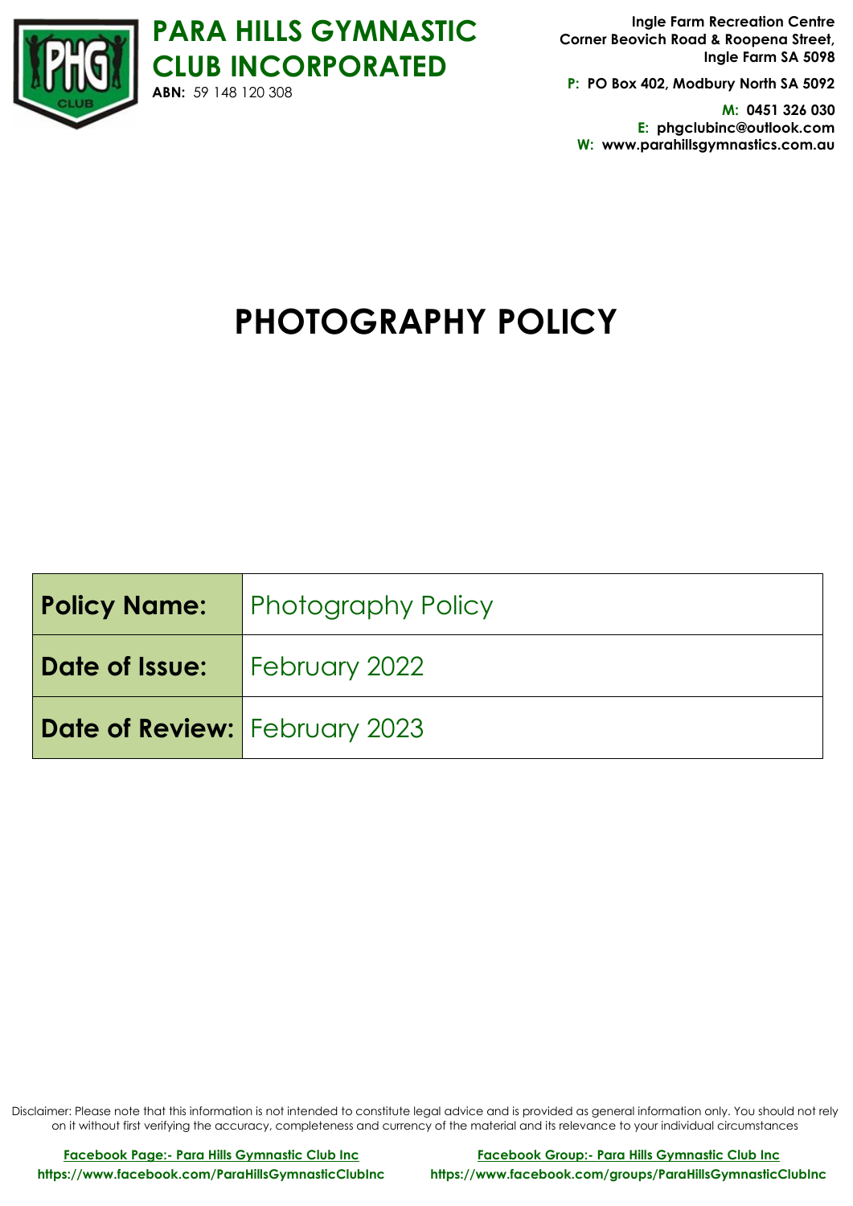# PARA HILLS GYMNASTIC CLUB INCORPORATED

**ABN:** 59 148 120 308

**Ingle Farm Recreation Centre**
**Corner Beovich Road & Roopena Street,**
**Ingle Farm SA 5098**

**P: PO Box 402, Modbury North SA 5092**

**M: 0451 326 030**
**E: phgclubinc@outlook.com**
**W: www.parahillsgymnastics.com.au**

# PHOTOGRAPHY POLICY

| **Policy Name:** | Photography Policy |
|---|---|
| **Date of Issue:** | February 2022 |
| **Date of Review:** | February 2023 |

Disclaimer: Please note that this information is not intended to constitute legal advice and is provided as general information only. You should not rely on it without first verifying the accuracy, completeness and currency of the material and its relevance to your individual circumstances

**Facebook Page:- Para Hills Gymnastic Club Inc**
**https://www.facebook.com/ParaHillsGymnasticClubInc**

**Facebook Group:- Para Hills Gymnastic Club Inc**
**https://www.facebook.com/groups/ParaHillsGymnasticClubInc**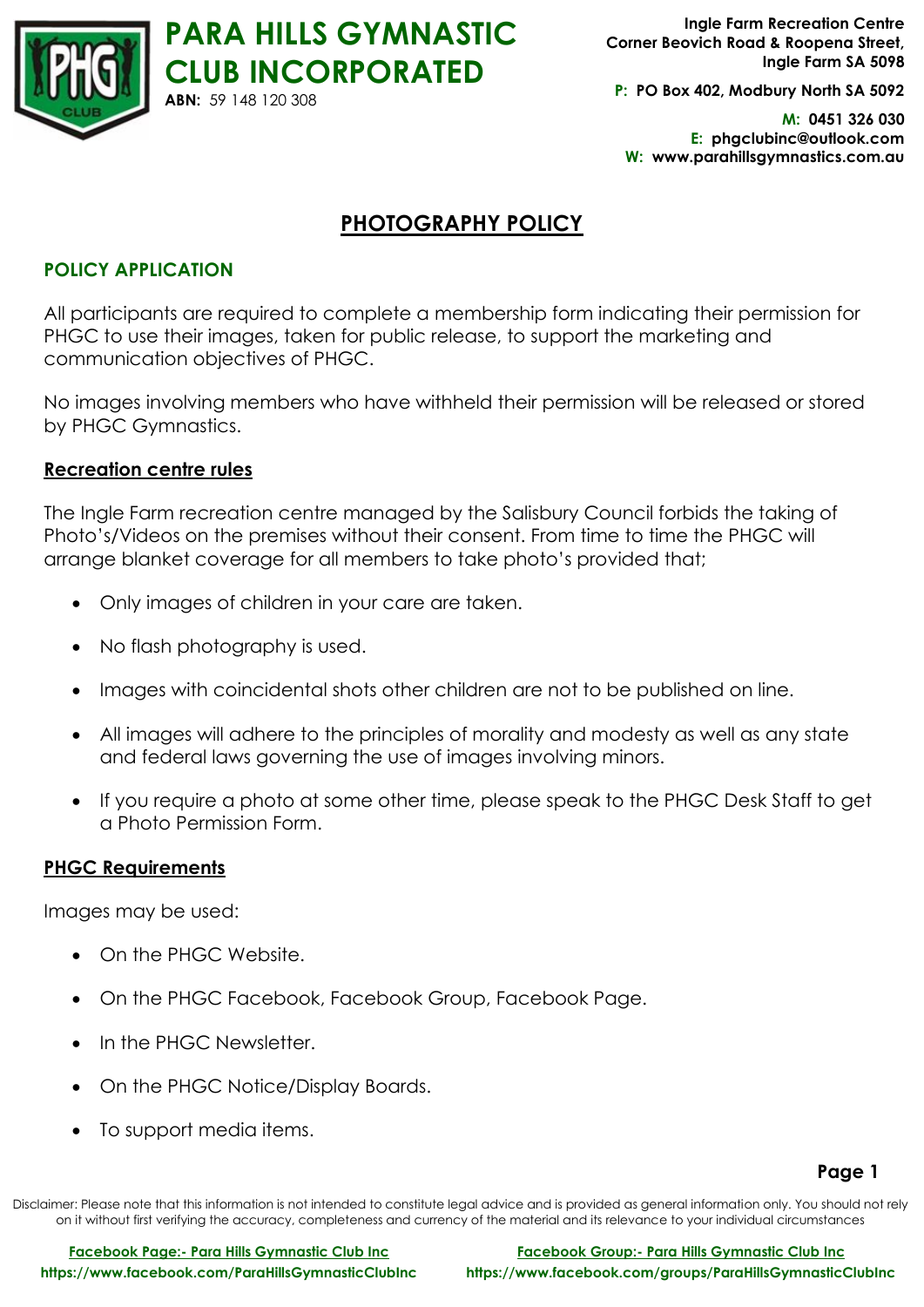# PARA HILLS GYMNASTIC CLUB INCORPORATED

**ABN:** 59 148 120 308

**Ingle Farm Recreation Centre**
**Corner Beovich Road & Roopena Street,**
**Ingle Farm SA 5098**

**P: PO Box 402, Modbury North SA 5092**

**M: 0451 326 030**
**E: phgclubinc@outlook.com**
**W: www.parahillsgymnastics.com.au**

## PHOTOGRAPHY POLICY

### POLICY APPLICATION

All participants are required to complete a membership form indicating their permission for PHGC to use their images, taken for public release, to support the marketing and communication objectives of PHGC.

No images involving members who have withheld their permission will be released or stored by PHGC Gymnastics.

### Recreation centre rules

The Ingle Farm recreation centre managed by the Salisbury Council forbids the taking of Photo's/Videos on the premises without their consent. From time to time the PHGC will arrange blanket coverage for all members to take photo's provided that;

- Only images of children in your care are taken.
- No flash photography is used.
- Images with coincidental shots other children are not to be published on line.
- All images will adhere to the principles of morality and modesty as well as any state and federal laws governing the use of images involving minors.
- If you require a photo at some other time, please speak to the PHGC Desk Staff to get a Photo Permission Form.

### PHGC Requirements

Images may be used:

- On the PHGC Website.
- On the PHGC Facebook, Facebook Group, Facebook Page.
- In the PHGC Newsletter.
- On the PHGC Notice/Display Boards.
- To support media items.

Disclaimer: Please note that this information is not intended to constitute legal advice and is provided as general information only. You should not rely on it without first verifying the accuracy, completeness and currency of the material and its relevance to your individual circumstances

**Facebook Page:- Para Hills Gymnastic Club Inc**
**https://www.facebook.com/ParaHillsGymnasticClubInc**

**Facebook Group:- Para Hills Gymnastic Club Inc**
**https://www.facebook.com/groups/ParaHillsGymnasticClubInc**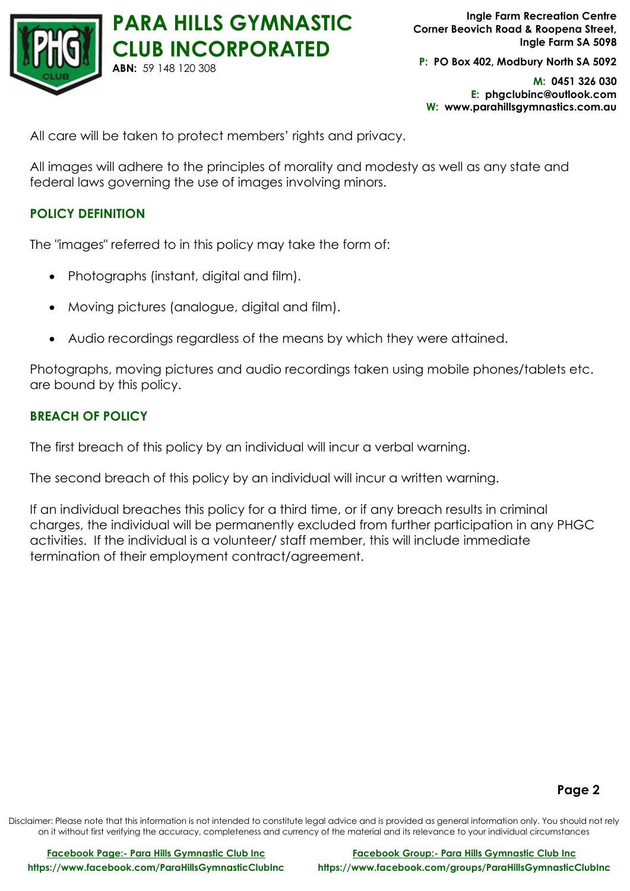All care will be taken to protect members' rights and privacy.

All images will adhere to the principles of morality and modesty as well as any state and federal laws governing the use of images involving minors.

## POLICY DEFINITION

The "images" referred to in this policy may take the form of:

- Photographs (instant, digital and film).
- Moving pictures (analogue, digital and film).
- Audio recordings regardless of the means by which they were attained.

Photographs, moving pictures and audio recordings taken using mobile phones/tablets etc. are bound by this policy.

## BREACH OF POLICY

The first breach of this policy by an individual will incur a verbal warning.

The second breach of this policy by an individual will incur a written warning.

If an individual breaches this policy for a third time, or if any breach results in criminal charges, the individual will be permanently excluded from further participation in any PHGC activities. If the individual is a volunteer/ staff member, this will include immediate termination of their employment contract/agreement.